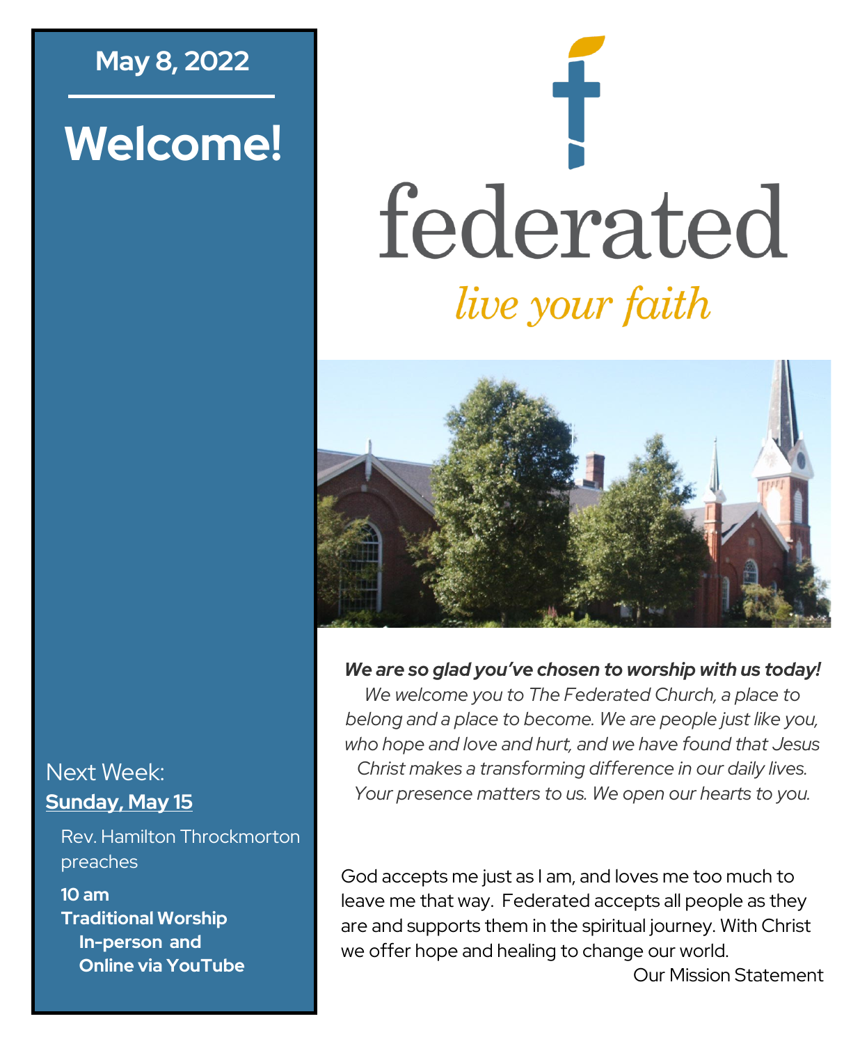May 8, 2022

# Welcome!

Next Week:
**Sunday, May 15**

Rev. Hamilton Throckmorton preaches

**10 am**
**Traditional Worship**
**In-person and**
**Online via YouTube**

# federated

*live your faith*

***We are so glad you've chosen to worship with us today!***
*We welcome you to The Federated Church, a place to belong and a place to become. We are people just like you, who hope and love and hurt, and we have found that Jesus Christ makes a transforming difference in our daily lives. Your presence matters to us. We open our hearts to you.*

God accepts me just as I am, and loves me too much to leave me that way. Federated accepts all people as they are and supports them in the spiritual journey. With Christ we offer hope and healing to change our world.

Our Mission Statement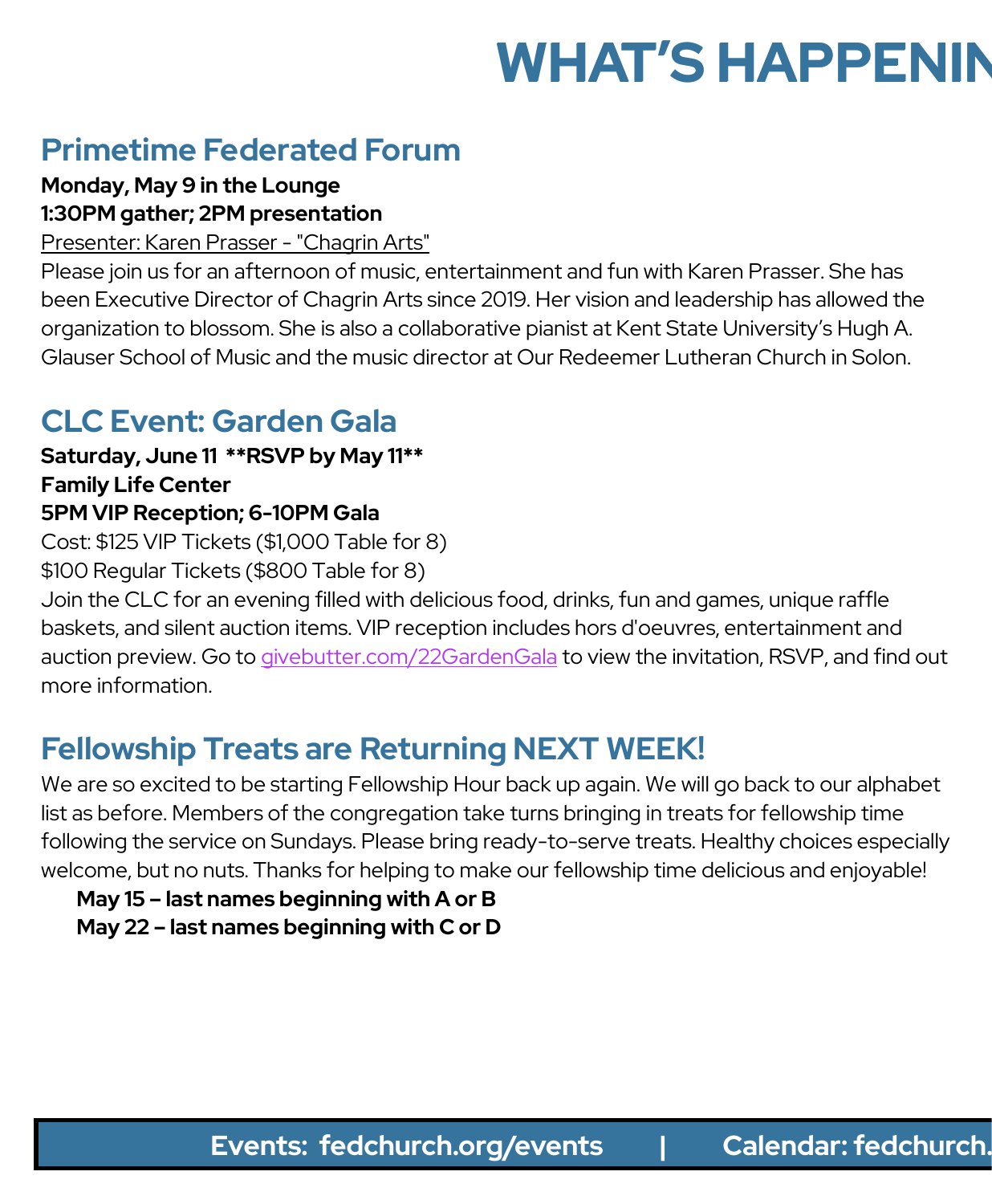# WHAT'S HAPPENIN

## Primetime Federated Forum

**Monday, May 9 in the Lounge**
**1:30PM gather; 2PM presentation**

Presenter: Karen Prasser - "Chagrin Arts"

Please join us for an afternoon of music, entertainment and fun with Karen Prasser. She has been Executive Director of Chagrin Arts since 2019. Her vision and leadership has allowed the organization to blossom. She is also a collaborative pianist at Kent State University's Hugh A. Glauser School of Music and the music director at Our Redeemer Lutheran Church in Solon.

## CLC Event: Garden Gala

**Saturday, June 11 **RSVP by May 11****
**Family Life Center**
**5PM VIP Reception; 6-10PM Gala**

Cost: $125 VIP Tickets ($1,000 Table for 8)
$100 Regular Tickets ($800 Table for 8)

Join the CLC for an evening filled with delicious food, drinks, fun and games, unique raffle baskets, and silent auction items. VIP reception includes hors d'oeuvres, entertainment and auction preview. Go to givebutter.com/22GardenGala to view the invitation, RSVP, and find out more information.

## Fellowship Treats are Returning NEXT WEEK!

We are so excited to be starting Fellowship Hour back up again. We will go back to our alphabet list as before. Members of the congregation take turns bringing in treats for fellowship time following the service on Sundays. Please bring ready-to-serve treats. Healthy choices especially welcome, but no nuts. Thanks for helping to make our fellowship time delicious and enjoyable!

**May 15 – last names beginning with A or B**
**May 22 – last names beginning with C or D**

**Events: fedchurch.org/events | Calendar: fedchurch.**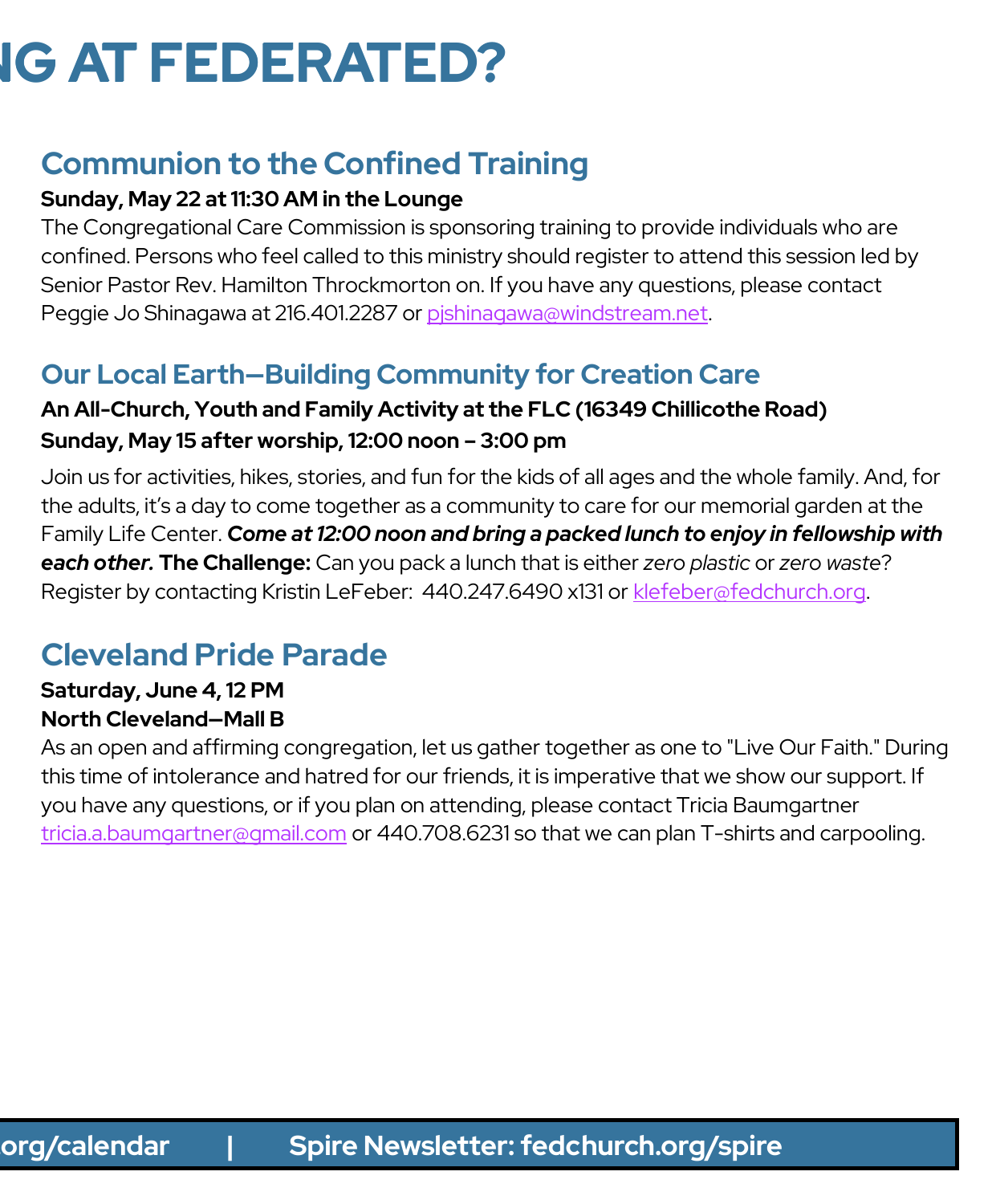# NG AT FEDERATED?

## Communion to the Confined Training

**Sunday, May 22 at 11:30 AM in the Lounge**

The Congregational Care Commission is sponsoring training to provide individuals who are confined. Persons who feel called to this ministry should register to attend this session led by Senior Pastor Rev. Hamilton Throckmorton on. If you have any questions, please contact Peggie Jo Shinagawa at 216.401.2287 or pjshinagawa@windstream.net.

## Our Local Earth—Building Community for Creation Care

**An All-Church, Youth and Family Activity at the FLC (16349 Chillicothe Road)**

**Sunday, May 15 after worship, 12:00 noon – 3:00 pm**

Join us for activities, hikes, stories, and fun for the kids of all ages and the whole family. And, for the adults, it's a day to come together as a community to care for our memorial garden at the Family Life Center. ***Come at 12:00 noon and bring a packed lunch to enjoy in fellowship with each other.*** **The Challenge:** Can you pack a lunch that is either *zero plastic* or *zero waste*? Register by contacting Kristin LeFeber: 440.247.6490 x131 or klefeber@fedchurch.org.

## Cleveland Pride Parade

**Saturday, June 4, 12 PM**

**North Cleveland—Mall B**

As an open and affirming congregation, let us gather together as one to "Live Our Faith." During this time of intolerance and hatred for our friends, it is imperative that we show our support. If you have any questions, or if you plan on attending, please contact Tricia Baumgartner tricia.a.baumgartner@gmail.com or 440.708.6231 so that we can plan T-shirts and carpooling.

**org/calendar | Spire Newsletter: fedchurch.org/spire**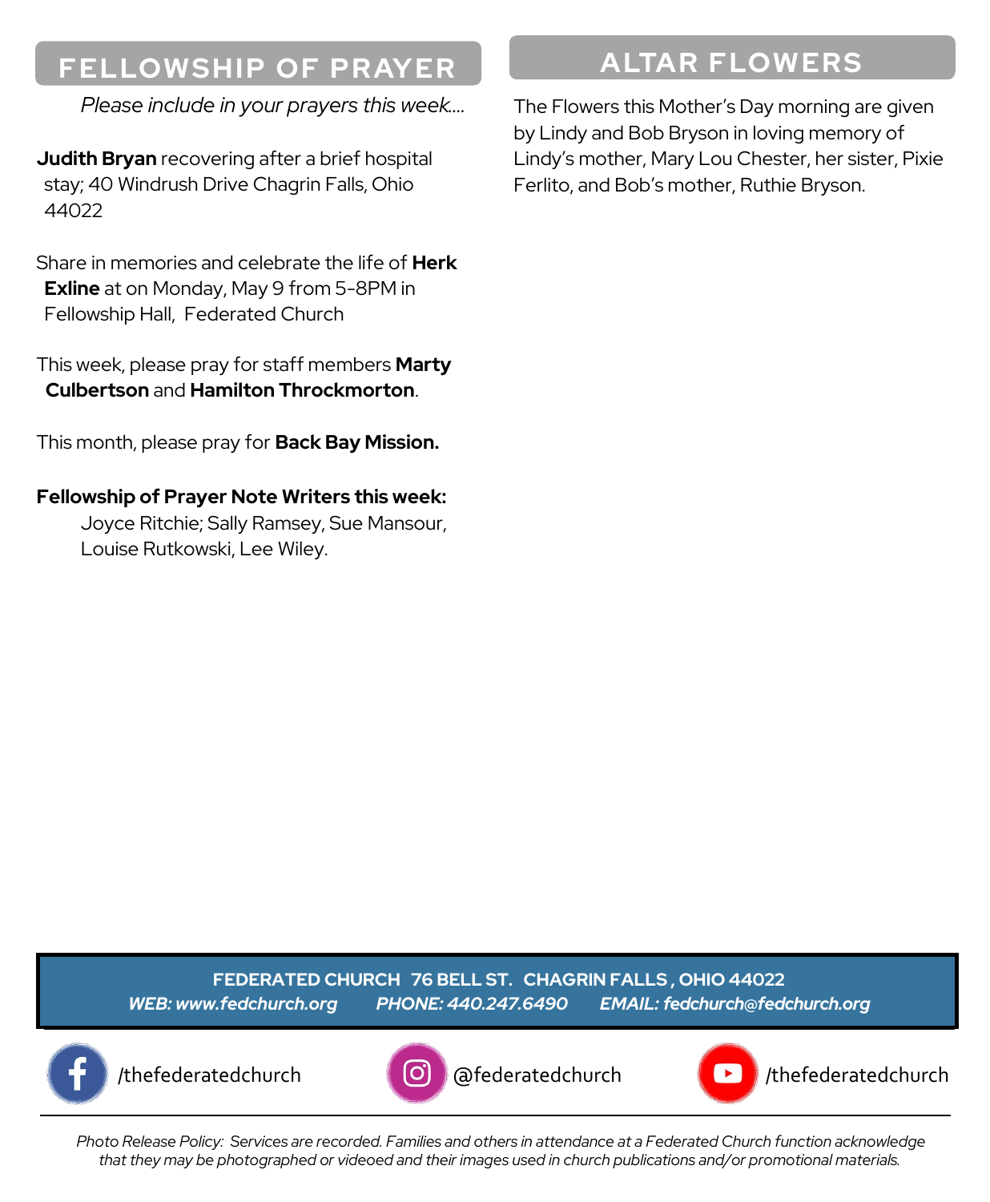## FELLOWSHIP OF PRAYER

*Please include in your prayers this week....*

**Judith Bryan** recovering after a brief hospital stay; 40 Windrush Drive Chagrin Falls, Ohio 44022

Share in memories and celebrate the life of **Herk Exline** at on Monday, May 9 from 5-8PM in Fellowship Hall, Federated Church

This week, please pray for staff members **Marty Culbertson** and **Hamilton Throckmorton**.

This month, please pray for **Back Bay Mission.**

**Fellowship of Prayer Note Writers this week:**
Joyce Ritchie; Sally Ramsey, Sue Mansour, Louise Rutkowski, Lee Wiley.

## ALTAR FLOWERS

The Flowers this Mother's Day morning are given by Lindy and Bob Bryson in loving memory of Lindy's mother, Mary Lou Chester, her sister, Pixie Ferlito, and Bob's mother, Ruthie Bryson.

**FEDERATED CHURCH 76 BELL ST. CHAGRIN FALLS , OHIO 44022**
***WEB: www.fedchurch.org PHONE: 440.247.6490 EMAIL: fedchurch@fedchurch.org***

/thefederatedchurch @federatedchurch /thefederatedchurch

*Photo Release Policy: Services are recorded. Families and others in attendance at a Federated Church function acknowledge that they may be photographed or videoed and their images used in church publications and/or promotional materials.*